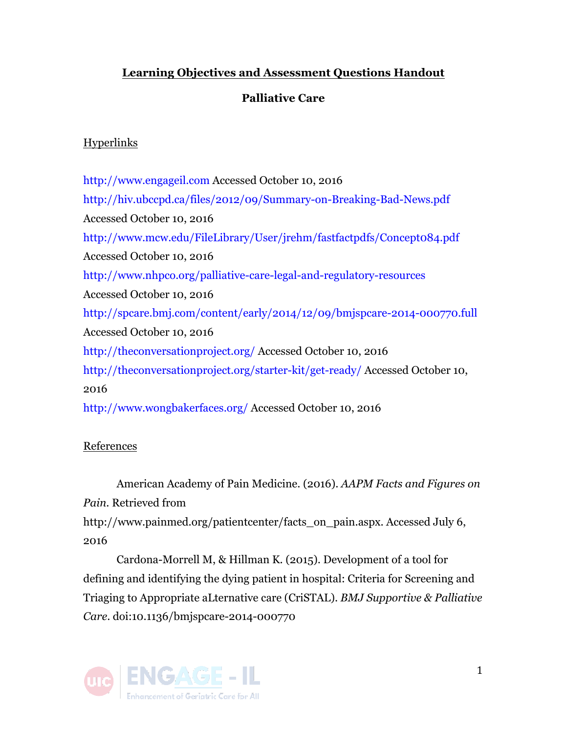# Learning Objectives and Assessment Questions Handout

## Palliative Care

Hyperlinks

http://www.engageil.com Accessed October 10, 2016

http://hiv.ubccpd.ca/files/2012/09/Summary-on-Breaking-Bad-News.pdf Accessed October 10, 2016

http://www.mcw.edu/FileLibrary/User/jrehm/fastfactpdfs/Concept084.pdf Accessed October 10, 2016

http://www.nhpco.org/palliative-care-legal-and-regulatory-resources Accessed October 10, 2016

http://spcare.bmj.com/content/early/2014/12/09/bmjspcare-2014-000770.full Accessed October 10, 2016

http://theconversationproject.org/ Accessed October 10, 2016

http://theconversationproject.org/starter-kit/get-ready/ Accessed October 10, 2016

http://www.wongbakerfaces.org/ Accessed October 10, 2016

References

American Academy of Pain Medicine. (2016). *AAPM Facts and Figures on Pain*. Retrieved from http://www.painmed.org/patientcenter/facts_on_pain.aspx. Accessed July 6, 2016

Cardona-Morrell M, & Hillman K. (2015). Development of a tool for defining and identifying the dying patient in hospital: Criteria for Screening and Triaging to Appropriate aLternative care (CriSTAL). *BMJ Supportive & Palliative Care*. doi:10.1136/bmjspcare-2014-000770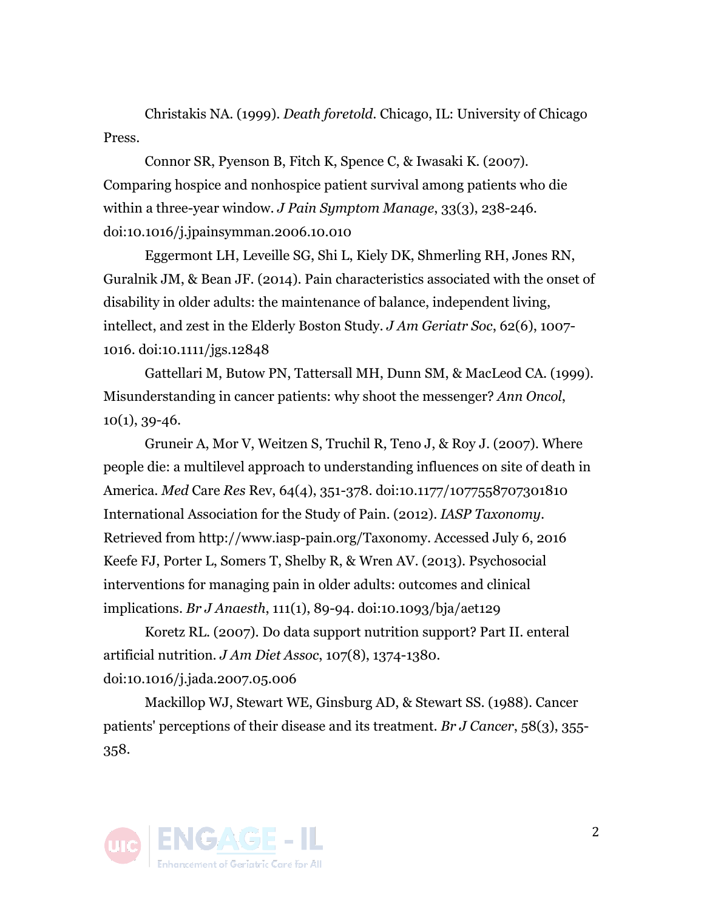Christakis NA. (1999). *Death foretold*. Chicago, IL: University of Chicago Press.

Connor SR, Pyenson B, Fitch K, Spence C, & Iwasaki K. (2007). Comparing hospice and nonhospice patient survival among patients who die within a three-year window. *J Pain Symptom Manage*, 33(3), 238-246. doi:10.1016/j.jpainsymman.2006.10.010

Eggermont LH, Leveille SG, Shi L, Kiely DK, Shmerling RH, Jones RN, Guralnik JM, & Bean JF. (2014). Pain characteristics associated with the onset of disability in older adults: the maintenance of balance, independent living, intellect, and zest in the Elderly Boston Study. *J Am Geriatr Soc*, 62(6), 1007-1016. doi:10.1111/jgs.12848

Gattellari M, Butow PN, Tattersall MH, Dunn SM, & MacLeod CA. (1999). Misunderstanding in cancer patients: why shoot the messenger? *Ann Oncol*, 10(1), 39-46.

Gruneir A, Mor V, Weitzen S, Truchil R, Teno J, & Roy J. (2007). Where people die: a multilevel approach to understanding influences on site of death in America. *Med* Care *Res* Rev, 64(4), 351-378. doi:10.1177/1077558707301810

International Association for the Study of Pain. (2012). *IASP Taxonomy*. Retrieved from http://www.iasp-pain.org/Taxonomy. Accessed July 6, 2016

Keefe FJ, Porter L, Somers T, Shelby R, & Wren AV. (2013). Psychosocial interventions for managing pain in older adults: outcomes and clinical implications. *Br J Anaesth*, 111(1), 89-94. doi:10.1093/bja/aet129

Koretz RL. (2007). Do data support nutrition support? Part II. enteral artificial nutrition. *J Am Diet Assoc*, 107(8), 1374-1380. doi:10.1016/j.jada.2007.05.006

Mackillop WJ, Stewart WE, Ginsburg AD, & Stewart SS. (1988). Cancer patients' perceptions of their disease and its treatment. *Br J Cancer*, 58(3), 355-358.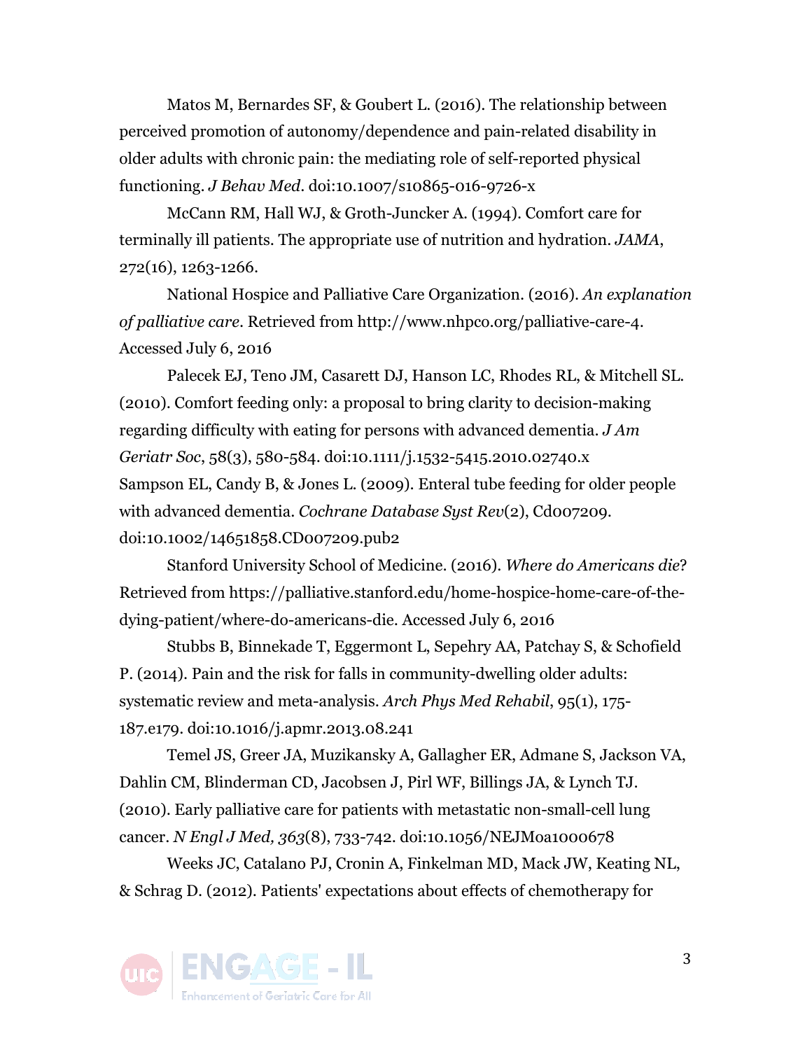Matos M, Bernardes SF, & Goubert L. (2016). The relationship between perceived promotion of autonomy/dependence and pain-related disability in older adults with chronic pain: the mediating role of self-reported physical functioning. *J Behav Med*. doi:10.1007/s10865-016-9726-x

McCann RM, Hall WJ, & Groth-Juncker A. (1994). Comfort care for terminally ill patients. The appropriate use of nutrition and hydration. *JAMA*, 272(16), 1263-1266.

National Hospice and Palliative Care Organization. (2016). *An explanation of palliative care*. Retrieved from http://www.nhpco.org/palliative-care-4. Accessed July 6, 2016

Palecek EJ, Teno JM, Casarett DJ, Hanson LC, Rhodes RL, & Mitchell SL. (2010). Comfort feeding only: a proposal to bring clarity to decision-making regarding difficulty with eating for persons with advanced dementia. *J Am Geriatr Soc*, 58(3), 580-584. doi:10.1111/j.1532-5415.2010.02740.x

Sampson EL, Candy B, & Jones L. (2009). Enteral tube feeding for older people with advanced dementia. *Cochrane Database Syst Rev*(2), Cd007209. doi:10.1002/14651858.CD007209.pub2

Stanford University School of Medicine. (2016). *Where do Americans die*? Retrieved from https://palliative.stanford.edu/home-hospice-home-care-of-the-dying-patient/where-do-americans-die. Accessed July 6, 2016

Stubbs B, Binnekade T, Eggermont L, Sepehry AA, Patchay S, & Schofield P. (2014). Pain and the risk for falls in community-dwelling older adults: systematic review and meta-analysis. *Arch Phys Med Rehabil*, 95(1), 175-187.e179. doi:10.1016/j.apmr.2013.08.241

Temel JS, Greer JA, Muzikansky A, Gallagher ER, Admane S, Jackson VA, Dahlin CM, Blinderman CD, Jacobsen J, Pirl WF, Billings JA, & Lynch TJ. (2010). Early palliative care for patients with metastatic non-small-cell lung cancer. *N Engl J Med, 363*(8), 733-742. doi:10.1056/NEJMoa1000678

Weeks JC, Catalano PJ, Cronin A, Finkelman MD, Mack JW, Keating NL, & Schrag D. (2012). Patients' expectations about effects of chemotherapy for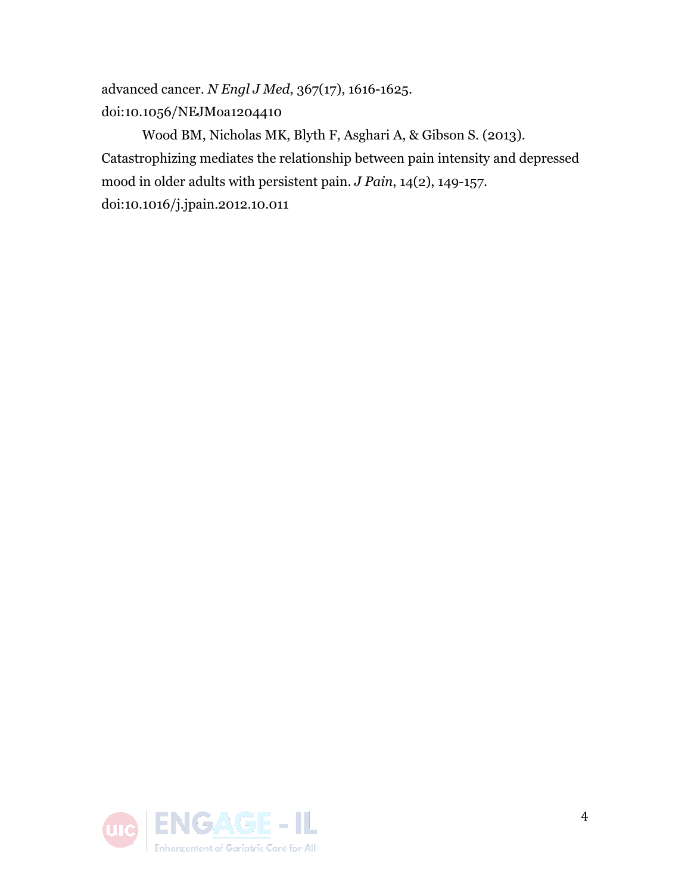advanced cancer. *N Engl J Med*, 367(17), 1616-1625. doi:10.1056/NEJMoa1204410

Wood BM, Nicholas MK, Blyth F, Asghari A, & Gibson S. (2013). Catastrophizing mediates the relationship between pain intensity and depressed mood in older adults with persistent pain. *J Pain*, 14(2), 149-157. doi:10.1016/j.jpain.2012.10.011